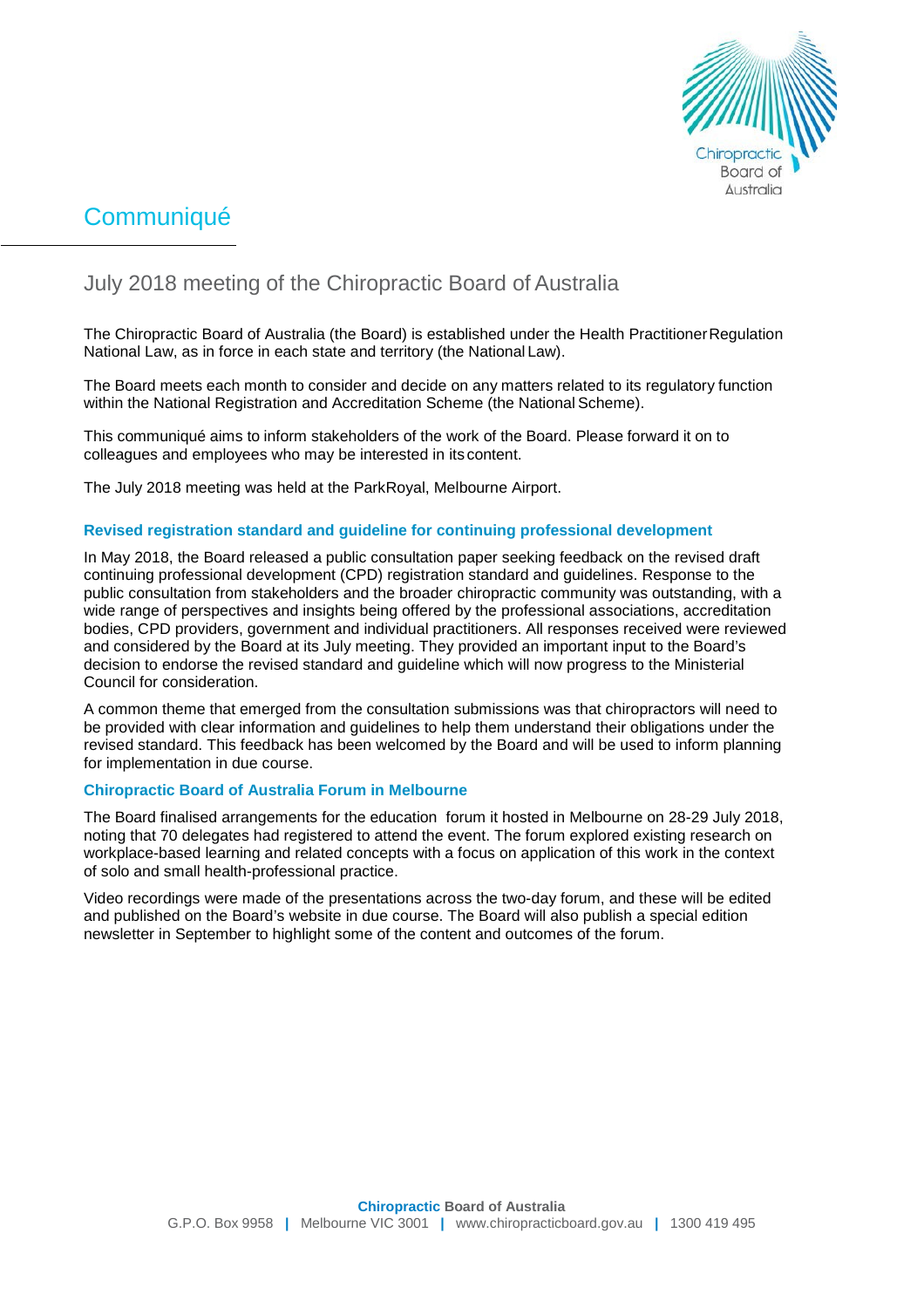# Communiqué

## July 2018 meeting of the Chiropractic Board of Australia

The Chiropractic Board of Australia (the Board) is established under the Health Practitioner Regulation National Law, as in force in each state and territory (the National Law).

The Board meets each month to consider and decide on any matters related to its regulatory function within the National Registration and Accreditation Scheme (the National Scheme).

This communiqué aims to inform stakeholders of the work of the Board. Please forward it on to colleagues and employees who may be interested in its content.

The July 2018 meeting was held at the ParkRoyal, Melbourne Airport.

### Revised registration standard and guideline for continuing professional development

In May 2018, the Board released a public consultation paper seeking feedback on the revised draft continuing professional development (CPD) registration standard and guidelines. Response to the public consultation from stakeholders and the broader chiropractic community was outstanding, with a wide range of perspectives and insights being offered by the professional associations, accreditation bodies, CPD providers, government and individual practitioners. All responses received were reviewed and considered by the Board at its July meeting. They provided an important input to the Board's decision to endorse the revised standard and guideline which will now progress to the Ministerial Council for consideration.

A common theme that emerged from the consultation submissions was that chiropractors will need to be provided with clear information and guidelines to help them understand their obligations under the revised standard. This feedback has been welcomed by the Board and will be used to inform planning for implementation in due course.

### Chiropractic Board of Australia Forum in Melbourne

The Board finalised arrangements for the education forum it hosted in Melbourne on 28-29 July 2018, noting that 70 delegates had registered to attend the event. The forum explored existing research on workplace-based learning and related concepts with a focus on application of this work in the context of solo and small health-professional practice.

Video recordings were made of the presentations across the two-day forum, and these will be edited and published on the Board's website in due course. The Board will also publish a special edition newsletter in September to highlight some of the content and outcomes of the forum.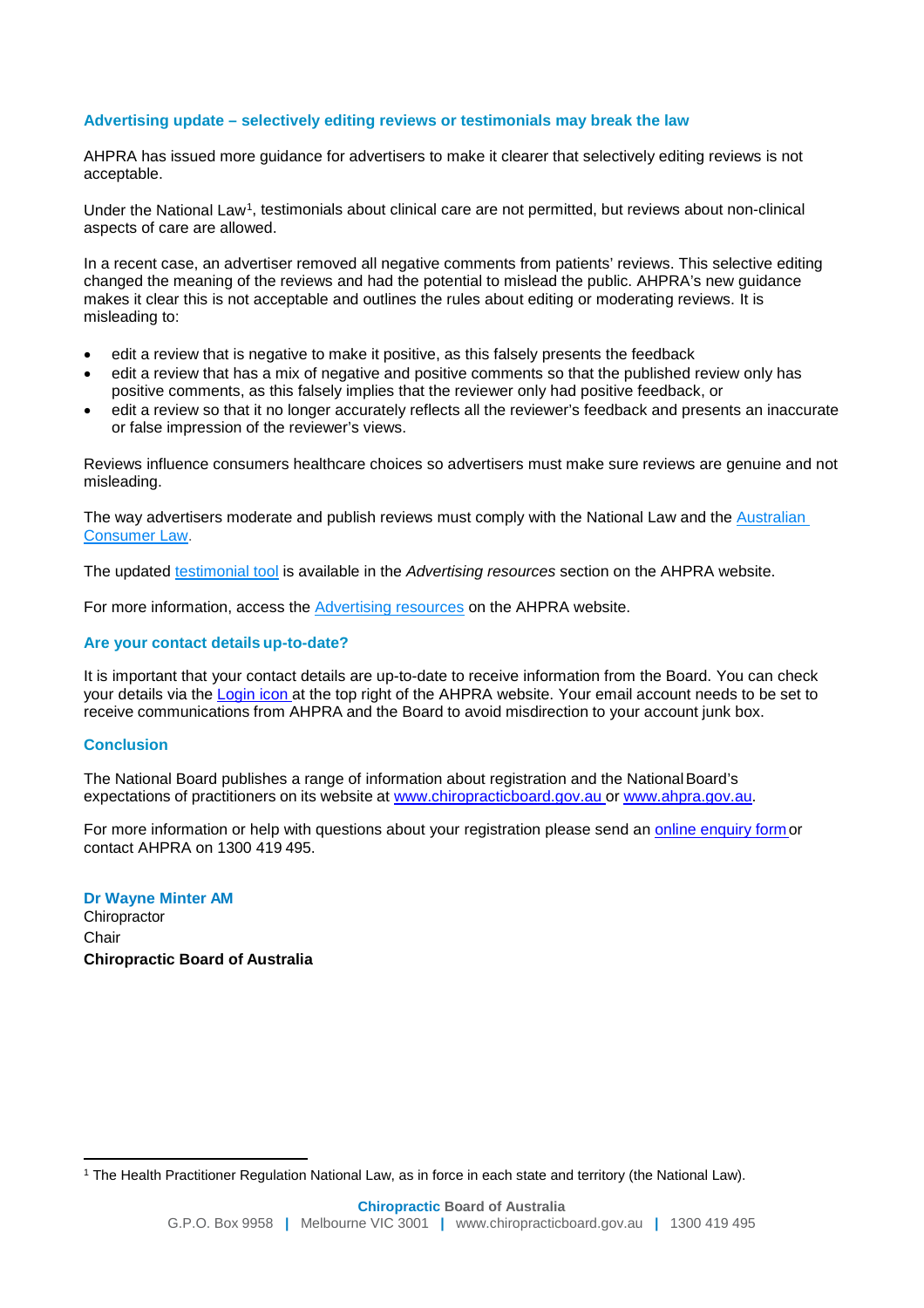## Advertising update – selectively editing reviews or testimonials may break the law

AHPRA has issued more guidance for advertisers to make it clearer that selectively editing reviews is not acceptable.

Under the National Law[1], testimonials about clinical care are not permitted, but reviews about non-clinical aspects of care are allowed.

In a recent case, an advertiser removed all negative comments from patients' reviews. This selective editing changed the meaning of the reviews and had the potential to mislead the public. AHPRA's new guidance makes it clear this is not acceptable and outlines the rules about editing or moderating reviews. It is misleading to:

- edit a review that is negative to make it positive, as this falsely presents the feedback
- edit a review that has a mix of negative and positive comments so that the published review only has positive comments, as this falsely implies that the reviewer only had positive feedback, or
- edit a review so that it no longer accurately reflects all the reviewer's feedback and presents an inaccurate or false impression of the reviewer's views.

Reviews influence consumers healthcare choices so advertisers must make sure reviews are genuine and not misleading.

The way advertisers moderate and publish reviews must comply with the National Law and the Australian Consumer Law.

The updated testimonial tool is available in the *Advertising resources* section on the AHPRA website.

For more information, access the Advertising resources on the AHPRA website.

## Are your contact details up-to-date?

It is important that your contact details are up-to-date to receive information from the Board. You can check your details via the Login icon at the top right of the AHPRA website. Your email account needs to be set to receive communications from AHPRA and the Board to avoid misdirection to your account junk box.

## Conclusion

The National Board publishes a range of information about registration and the National Board's expectations of practitioners on its website at www.chiropracticboard.gov.au or www.ahpra.gov.au.

For more information or help with questions about your registration please send an online enquiry form or contact AHPRA on 1300 419 495.

**Dr Wayne Minter AM**
Chiropractor
Chair
**Chiropractic Board of Australia**

[1] The Health Practitioner Regulation National Law, as in force in each state and territory (the National Law).